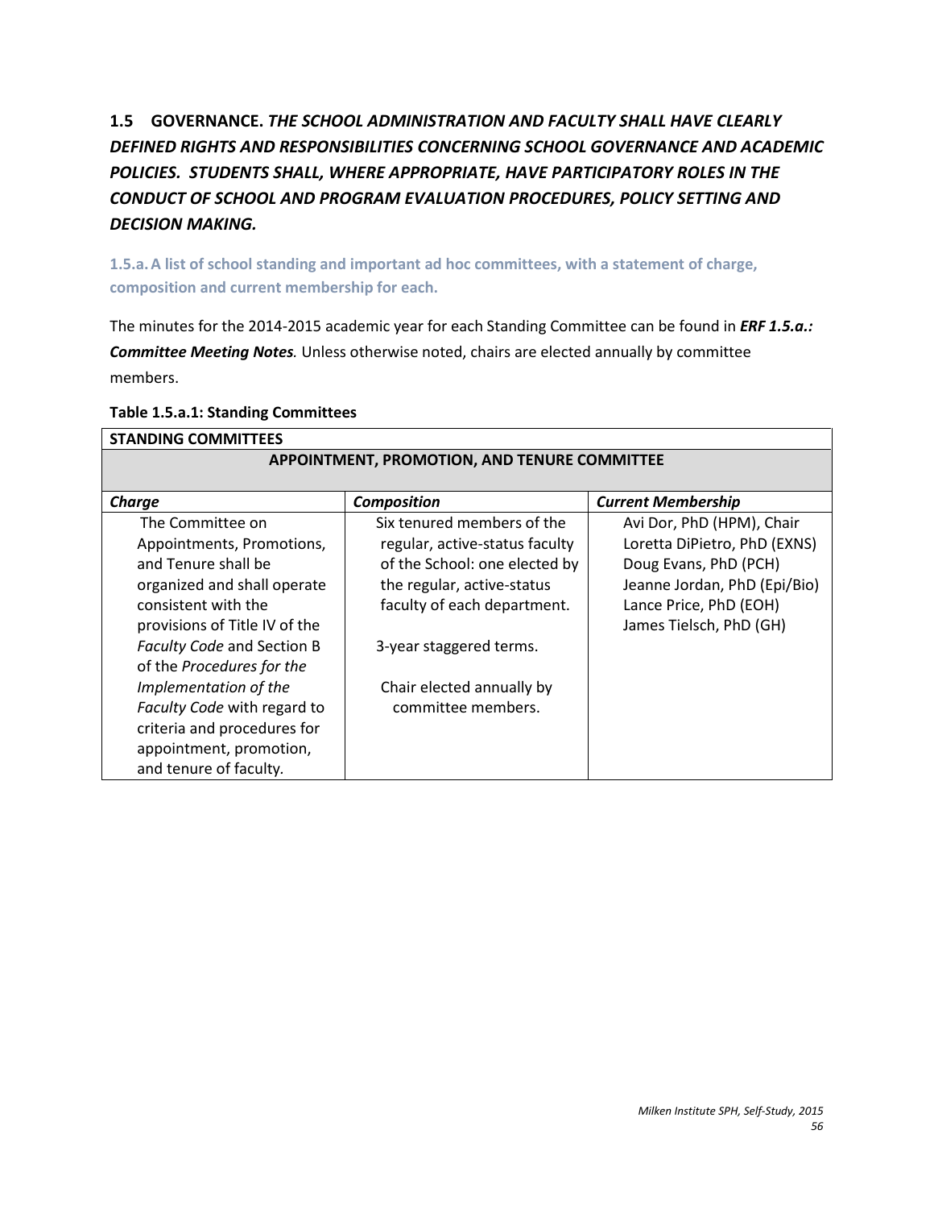## 1.5 GOVERNANCE. *THE SCHOOL ADMINISTRATION AND FACULTY SHALL HAVE CLEARLY DEFINED RIGHTS AND RESPONSIBILITIES CONCERNING SCHOOL GOVERNANCE AND ACADEMIC POLICIES. STUDENTS SHALL, WHERE APPROPRIATE, HAVE PARTICIPATORY ROLES IN THE CONDUCT OF SCHOOL AND PROGRAM EVALUATION PROCEDURES, POLICY SETTING AND DECISION MAKING.*

### 1.5.a. A list of school standing and important ad hoc committees, with a statement of charge, composition and current membership for each.

The minutes for the 2014-2015 academic year for each Standing Committee can be found in ***ERF 1.5.a.: Committee Meeting Notes***. Unless otherwise noted, chairs are elected annually by committee members.

**Table 1.5.a.1: Standing Committees**

| STANDING COMMITTEES | | |
|---|---|---|
| **APPOINTMENT, PROMOTION, AND TENURE COMMITTEE** | | |
| ***Charge*** | ***Composition*** | ***Current Membership*** |
| The Committee on Appointments, Promotions, and Tenure shall be organized and shall operate consistent with the provisions of Title IV of the *Faculty Code* and Section B of the *Procedures for the Implementation of the Faculty Code* with regard to criteria and procedures for appointment, promotion, and tenure of faculty. | Six tenured members of the regular, active-status faculty of the School: one elected by the regular, active-status faculty of each department.<br><br>3-year staggered terms.<br><br>Chair elected annually by committee members. | Avi Dor, PhD (HPM), Chair<br>Loretta DiPietro, PhD (EXNS)<br>Doug Evans, PhD (PCH)<br>Jeanne Jordan, PhD (Epi/Bio)<br>Lance Price, PhD (EOH)<br>James Tielsch, PhD (GH) |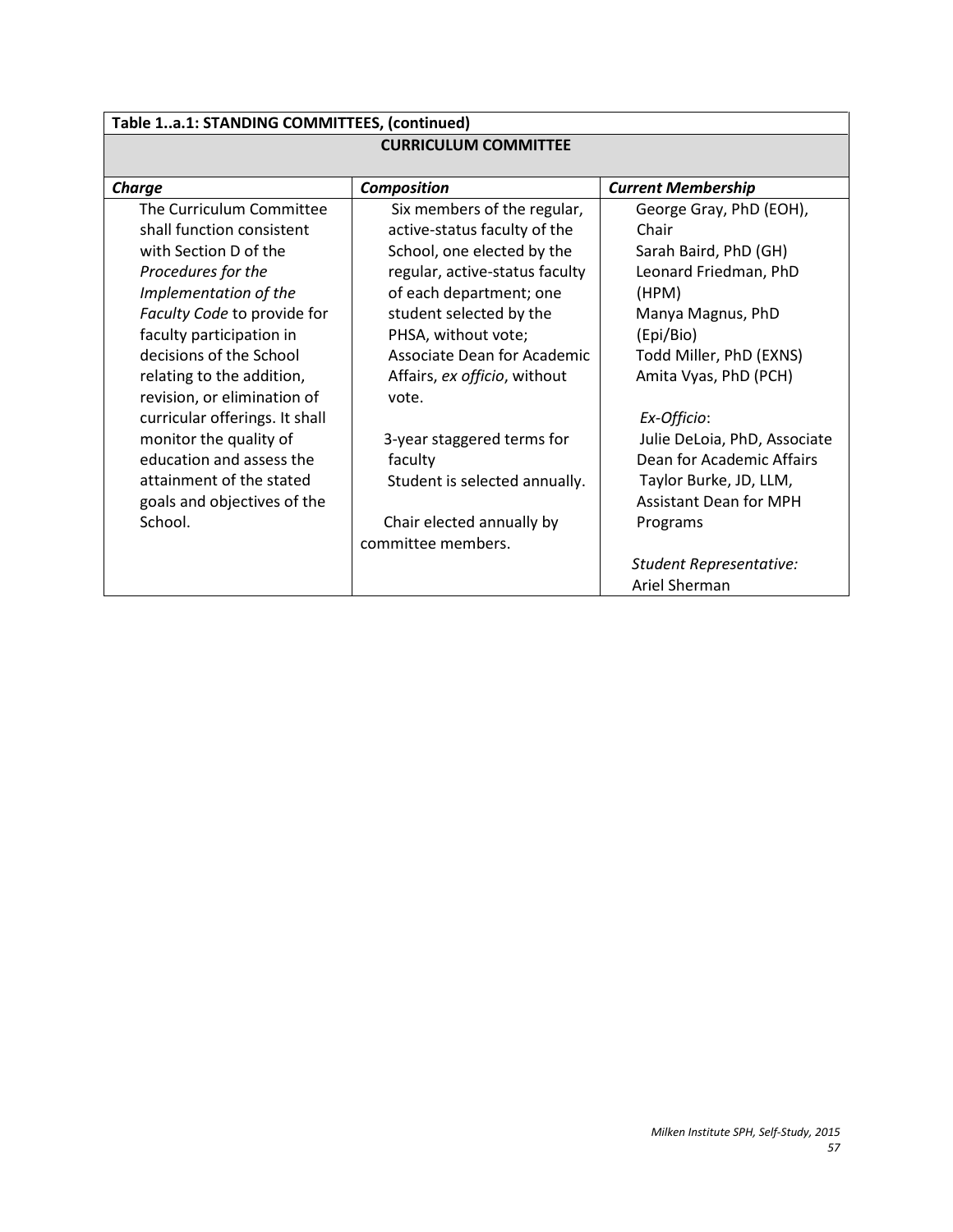| Table 1..a.1: STANDING COMMITTEES, (continued) | | |
|---|---|---|
| **CURRICULUM COMMITTEE** | | |
| ***Charge*** | ***Composition*** | ***Current Membership*** |
| The Curriculum Committee shall function consistent with Section D of the *Procedures for the Implementation of the Faculty Code* to provide for faculty participation in decisions of the School relating to the addition, revision, or elimination of curricular offerings. It shall monitor the quality of education and assess the attainment of the stated goals and objectives of the School. | Six members of the regular, active-status faculty of the School, one elected by the regular, active-status faculty of each department; one student selected by the PHSA, without vote; Associate Dean for Academic Affairs, *ex officio*, without vote.<br><br>3-year staggered terms for faculty<br>Student is selected annually.<br><br>Chair elected annually by committee members. | George Gray, PhD (EOH), Chair<br>Sarah Baird, PhD (GH)<br>Leonard Friedman, PhD (HPM)<br>Manya Magnus, PhD (Epi/Bio)<br>Todd Miller, PhD (EXNS)<br>Amita Vyas, PhD (PCH)<br><br>*Ex-Officio*:<br>Julie DeLoia, PhD, Associate Dean for Academic Affairs<br>Taylor Burke, JD, LLM, Assistant Dean for MPH Programs<br><br>*Student Representative:*<br>Ariel Sherman |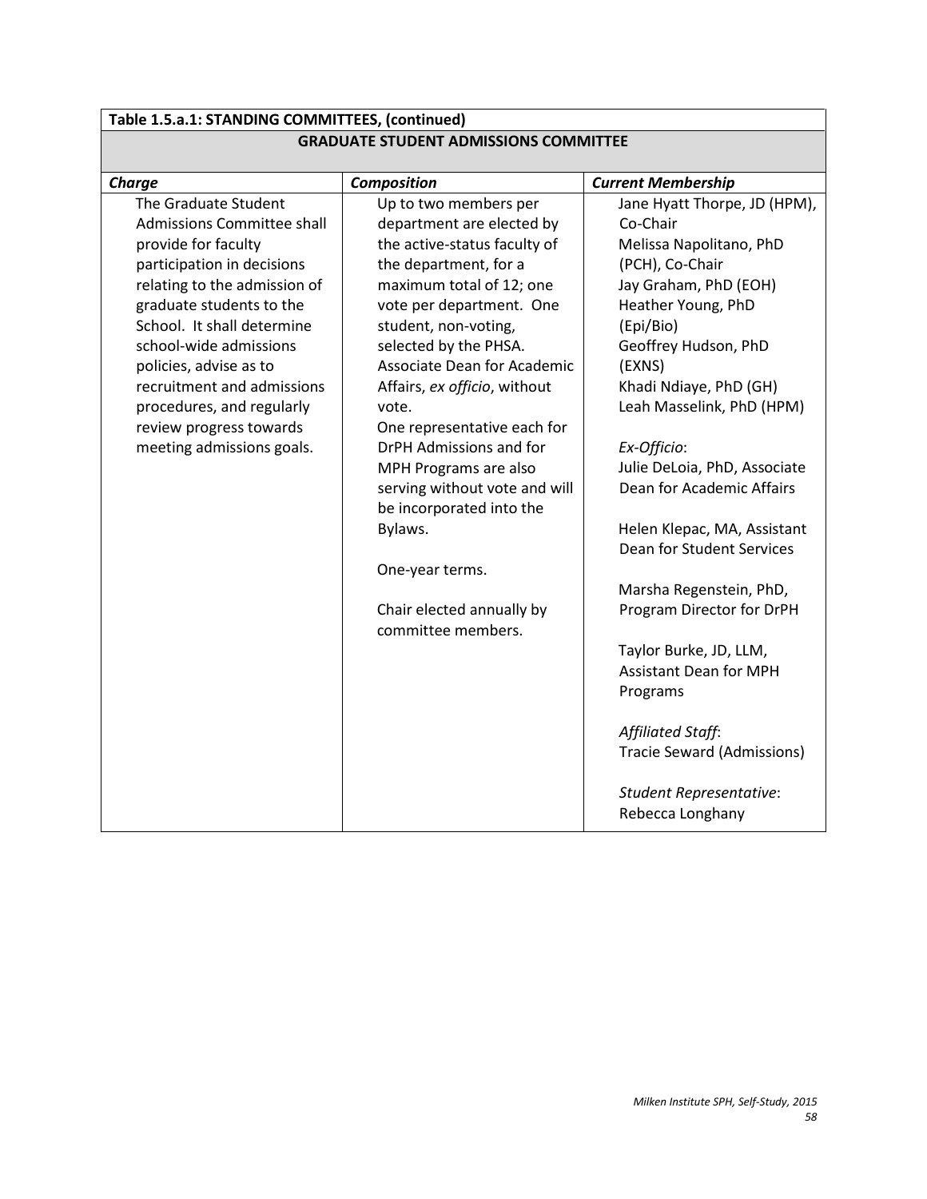**Table 1.5.a.1: STANDING COMMITTEES, (continued)**

| **GRADUATE STUDENT ADMISSIONS COMMITTEE** | | |
|---|---|---|
| ***Charge*** | ***Composition*** | ***Current Membership*** |
| The Graduate Student Admissions Committee shall provide for faculty participation in decisions relating to the admission of graduate students to the School. It shall determine school-wide admissions policies, advise as to recruitment and admissions procedures, and regularly review progress towards meeting admissions goals. | Up to two members per department are elected by the active-status faculty of the department, for a maximum total of 12; one vote per department. One student, non-voting, selected by the PHSA. Associate Dean for Academic Affairs, *ex officio*, without vote. One representative each for DrPH Admissions and for MPH Programs are also serving without vote and will be incorporated into the Bylaws.<br><br>One-year terms.<br><br>Chair elected annually by committee members. | Jane Hyatt Thorpe, JD (HPM), Co-Chair<br>Melissa Napolitano, PhD (PCH), Co-Chair<br>Jay Graham, PhD (EOH)<br>Heather Young, PhD (Epi/Bio)<br>Geoffrey Hudson, PhD (EXNS)<br>Khadi Ndiaye, PhD (GH)<br>Leah Masselink, PhD (HPM)<br><br>*Ex-Officio*:<br>Julie DeLoia, PhD, Associate Dean for Academic Affairs<br><br>Helen Klepac, MA, Assistant Dean for Student Services<br><br>Marsha Regenstein, PhD, Program Director for DrPH<br><br>Taylor Burke, JD, LLM, Assistant Dean for MPH Programs<br><br>*Affiliated Staff*:<br>Tracie Seward (Admissions)<br><br>*Student Representative*:<br>Rebecca Longhany |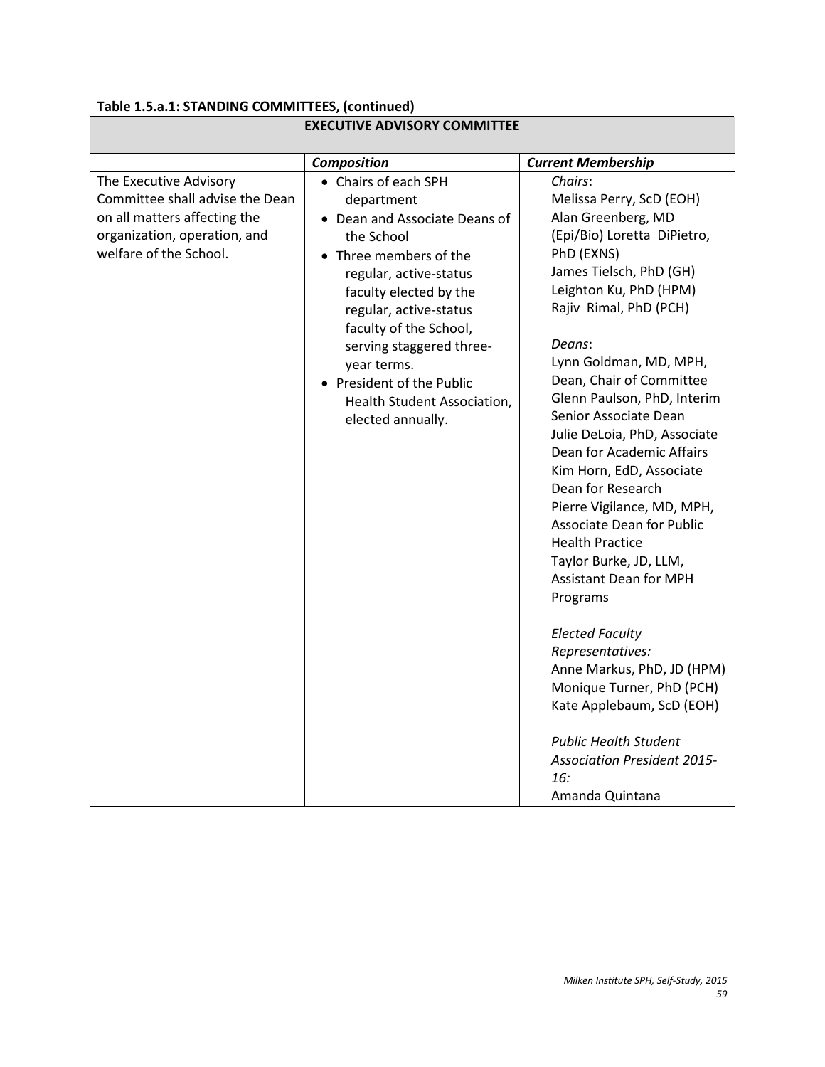| Table 1.5.a.1: STANDING COMMITTEES, (continued) | | |
|---|---|---|
| **EXECUTIVE ADVISORY COMMITTEE** | | |
| | ***Composition*** | ***Current Membership*** |
| The Executive Advisory Committee shall advise the Dean on all matters affecting the organization, operation, and welfare of the School. | • Chairs of each SPH department<br>• Dean and Associate Deans of the School<br>• Three members of the regular, active-status faculty elected by the regular, active-status faculty of the School, serving staggered three-year terms.<br>• President of the Public Health Student Association, elected annually. | *Chairs*:<br>Melissa Perry, ScD (EOH)<br>Alan Greenberg, MD (Epi/Bio) Loretta DiPietro, PhD (EXNS)<br>James Tielsch, PhD (GH)<br>Leighton Ku, PhD (HPM)<br>Rajiv Rimal, PhD (PCH)<br><br>*Deans*:<br>Lynn Goldman, MD, MPH, Dean, Chair of Committee<br>Glenn Paulson, PhD, Interim Senior Associate Dean<br>Julie DeLoia, PhD, Associate Dean for Academic Affairs<br>Kim Horn, EdD, Associate Dean for Research<br>Pierre Vigilance, MD, MPH, Associate Dean for Public Health Practice<br>Taylor Burke, JD, LLM, Assistant Dean for MPH Programs<br><br>*Elected Faculty Representatives:*<br>Anne Markus, PhD, JD (HPM)<br>Monique Turner, PhD (PCH)<br>Kate Applebaum, ScD (EOH)<br><br>*Public Health Student Association President 2015-16:*<br>Amanda Quintana |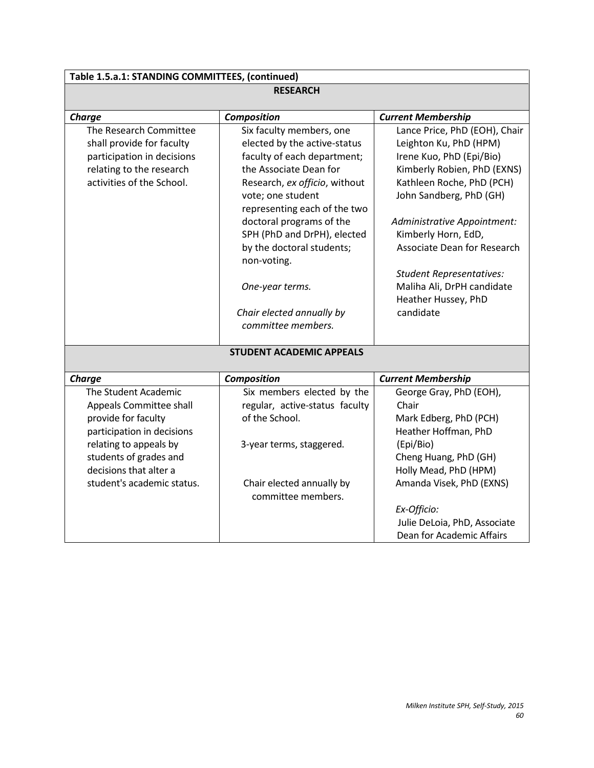| **Table 1.5.a.1: STANDING COMMITTEES, (continued)** | | |
|---|---|---|
| **RESEARCH** | | |
| ***Charge*** | ***Composition*** | ***Current Membership*** |
| The Research Committee shall provide for faculty participation in decisions relating to the research activities of the School. | Six faculty members, one elected by the active-status faculty of each department; the Associate Dean for Research, *ex officio*, without vote; one student representing each of the two doctoral programs of the SPH (PhD and DrPH), elected by the doctoral students; non-voting.<br><br>*One-year terms.*<br><br>*Chair elected annually by committee members.* | Lance Price, PhD (EOH), Chair<br>Leighton Ku, PhD (HPM)<br>Irene Kuo, PhD (Epi/Bio)<br>Kimberly Robien, PhD (EXNS)<br>Kathleen Roche, PhD (PCH)<br>John Sandberg, PhD (GH)<br><br>*Administrative Appointment:*<br>Kimberly Horn, EdD, Associate Dean for Research<br><br>*Student Representatives:*<br>Maliha Ali, DrPH candidate<br>Heather Hussey, PhD candidate |
| **STUDENT ACADEMIC APPEALS** | | |
| ***Charge*** | ***Composition*** | ***Current Membership*** |
| The Student Academic Appeals Committee shall provide for faculty participation in decisions relating to appeals by students of grades and decisions that alter a student's academic status. | Six members elected by the regular, active-status faculty of the School.<br><br>3-year terms, staggered.<br><br>Chair elected annually by committee members. | George Gray, PhD (EOH), Chair<br>Mark Edberg, PhD (PCH)<br>Heather Hoffman, PhD (Epi/Bio)<br>Cheng Huang, PhD (GH)<br>Holly Mead, PhD (HPM)<br>Amanda Visek, PhD (EXNS)<br><br>*Ex-Officio:*<br>Julie DeLoia, PhD, Associate Dean for Academic Affairs |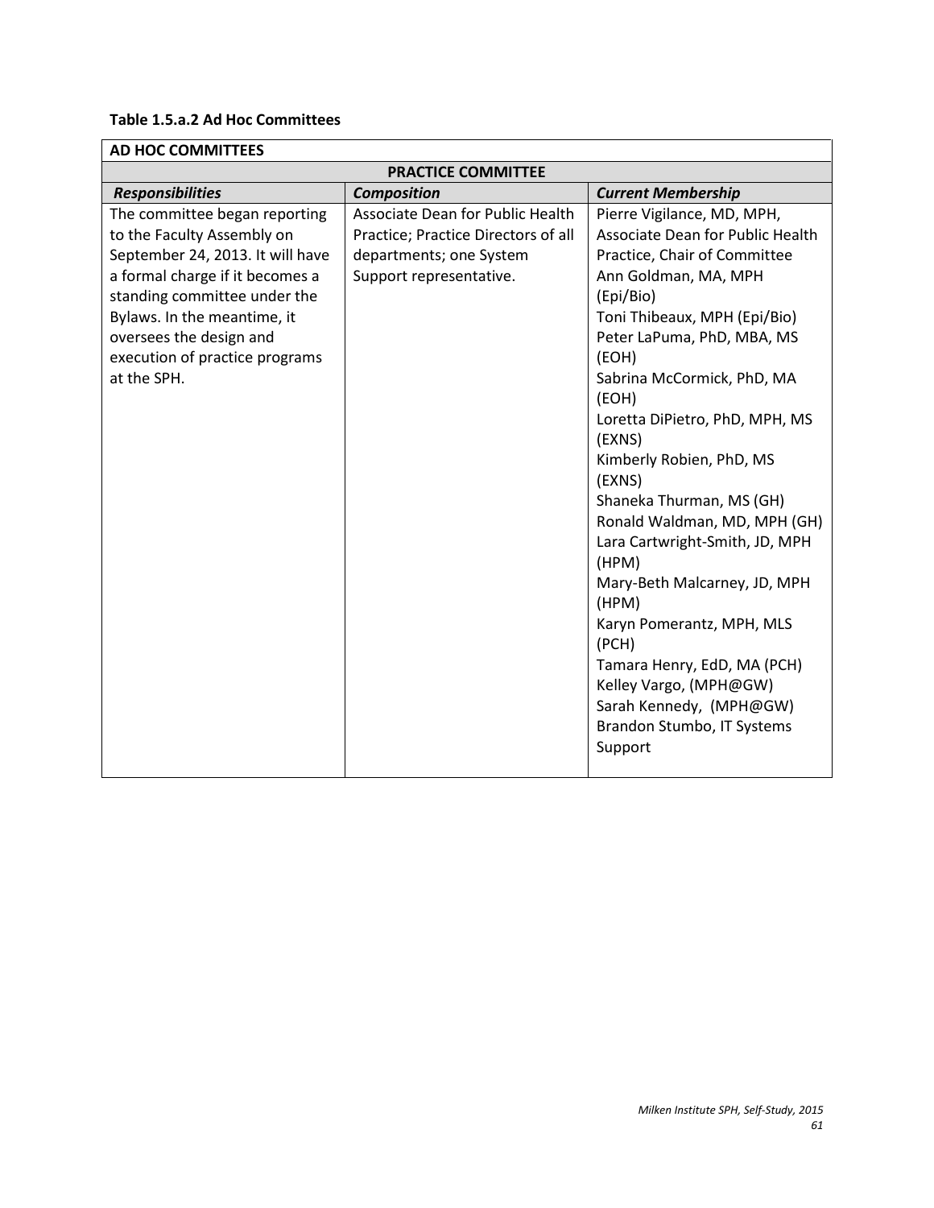**Table 1.5.a.2 Ad Hoc Committees**

| AD HOC COMMITTEES | | |
|---|---|---|
| **PRACTICE COMMITTEE** | | |
| ***Responsibilities*** | ***Composition*** | ***Current Membership*** |
| The committee began reporting to the Faculty Assembly on September 24, 2013. It will have a formal charge if it becomes a standing committee under the Bylaws. In the meantime, it oversees the design and execution of practice programs at the SPH. | Associate Dean for Public Health Practice; Practice Directors of all departments; one System Support representative. | Pierre Vigilance, MD, MPH, Associate Dean for Public Health Practice, Chair of Committee<br>Ann Goldman, MA, MPH (Epi/Bio)<br>Toni Thibeaux, MPH (Epi/Bio)<br>Peter LaPuma, PhD, MBA, MS (EOH)<br>Sabrina McCormick, PhD, MA (EOH)<br>Loretta DiPietro, PhD, MPH, MS (EXNS)<br>Kimberly Robien, PhD, MS (EXNS)<br>Shaneka Thurman, MS (GH)<br>Ronald Waldman, MD, MPH (GH)<br>Lara Cartwright-Smith, JD, MPH (HPM)<br>Mary-Beth Malcarney, JD, MPH (HPM)<br>Karyn Pomerantz, MPH, MLS (PCH)<br>Tamara Henry, EdD, MA (PCH)<br>Kelley Vargo, (MPH@GW)<br>Sarah Kennedy, (MPH@GW)<br>Brandon Stumbo, IT Systems Support |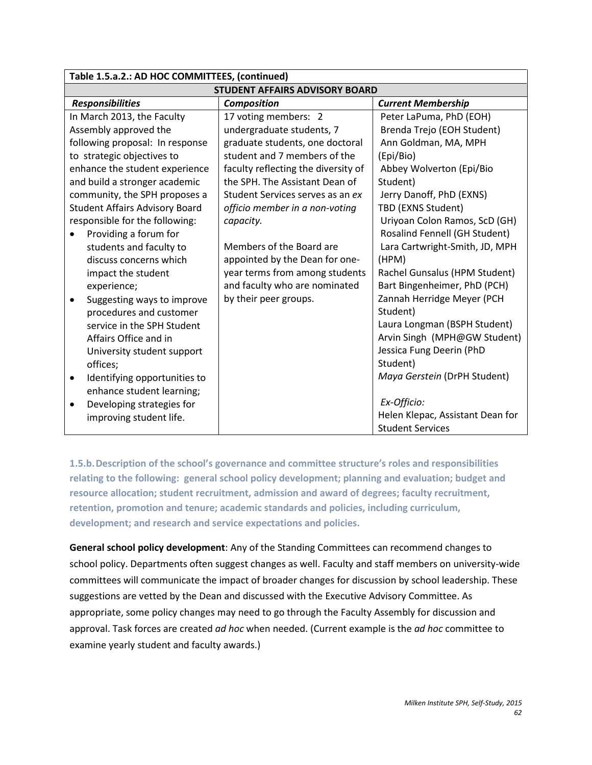| Table 1.5.a.2.: AD HOC COMMITTEES, (continued) | | |
|---|---|---|
| **STUDENT AFFAIRS ADVISORY BOARD** | | |
| ***Responsibilities*** | ***Composition*** | ***Current Membership*** |
| In March 2013, the Faculty Assembly approved the following proposal: In response to strategic objectives to enhance the student experience and build a stronger academic community, the SPH proposes a Student Affairs Advisory Board responsible for the following: <br>• Providing a forum for students and faculty to discuss concerns which impact the student experience; <br>• Suggesting ways to improve procedures and customer service in the SPH Student Affairs Office and in University student support offices; <br>• Identifying opportunities to enhance student learning; <br>• Developing strategies for improving student life. | 17 voting members: 2 undergraduate students, 7 graduate students, one doctoral student and 7 members of the faculty reflecting the diversity of the SPH. The Assistant Dean of Student Services serves as an *ex officio member in a non-voting capacity.* <br><br>Members of the Board are appointed by the Dean for one-year terms from among students and faculty who are nominated by their peer groups. | Peter LaPuma, PhD (EOH) <br>Brenda Trejo (EOH Student) <br>Ann Goldman, MA, MPH (Epi/Bio) <br>Abbey Wolverton (Epi/Bio Student) <br>Jerry Danoff, PhD (EXNS) <br>TBD (EXNS Student) <br>Uriyoan Colon Ramos, ScD (GH) <br>Rosalind Fennell (GH Student) <br>Lara Cartwright-Smith, JD, MPH (HPM) <br>Rachel Gunsalus (HPM Student) <br>Bart Bingenheimer, PhD (PCH) <br>Zannah Herridge Meyer (PCH Student) <br>Laura Longman (BSPH Student) <br>Arvin Singh (MPH@GW Student) <br>Jessica Fung Deerin (PhD Student) <br>*Maya Gerstein* (DrPH Student) <br><br>*Ex-Officio:* <br>Helen Klepac, Assistant Dean for Student Services |

**1.5.b. Description of the school's governance and committee structure's roles and responsibilities relating to the following: general school policy development; planning and evaluation; budget and resource allocation; student recruitment, admission and award of degrees; faculty recruitment, retention, promotion and tenure; academic standards and policies, including curriculum, development; and research and service expectations and policies.**

**General school policy development**: Any of the Standing Committees can recommend changes to school policy. Departments often suggest changes as well. Faculty and staff members on university-wide committees will communicate the impact of broader changes for discussion by school leadership. These suggestions are vetted by the Dean and discussed with the Executive Advisory Committee. As appropriate, some policy changes may need to go through the Faculty Assembly for discussion and approval. Task forces are created *ad hoc* when needed. (Current example is the *ad hoc* committee to examine yearly student and faculty awards.)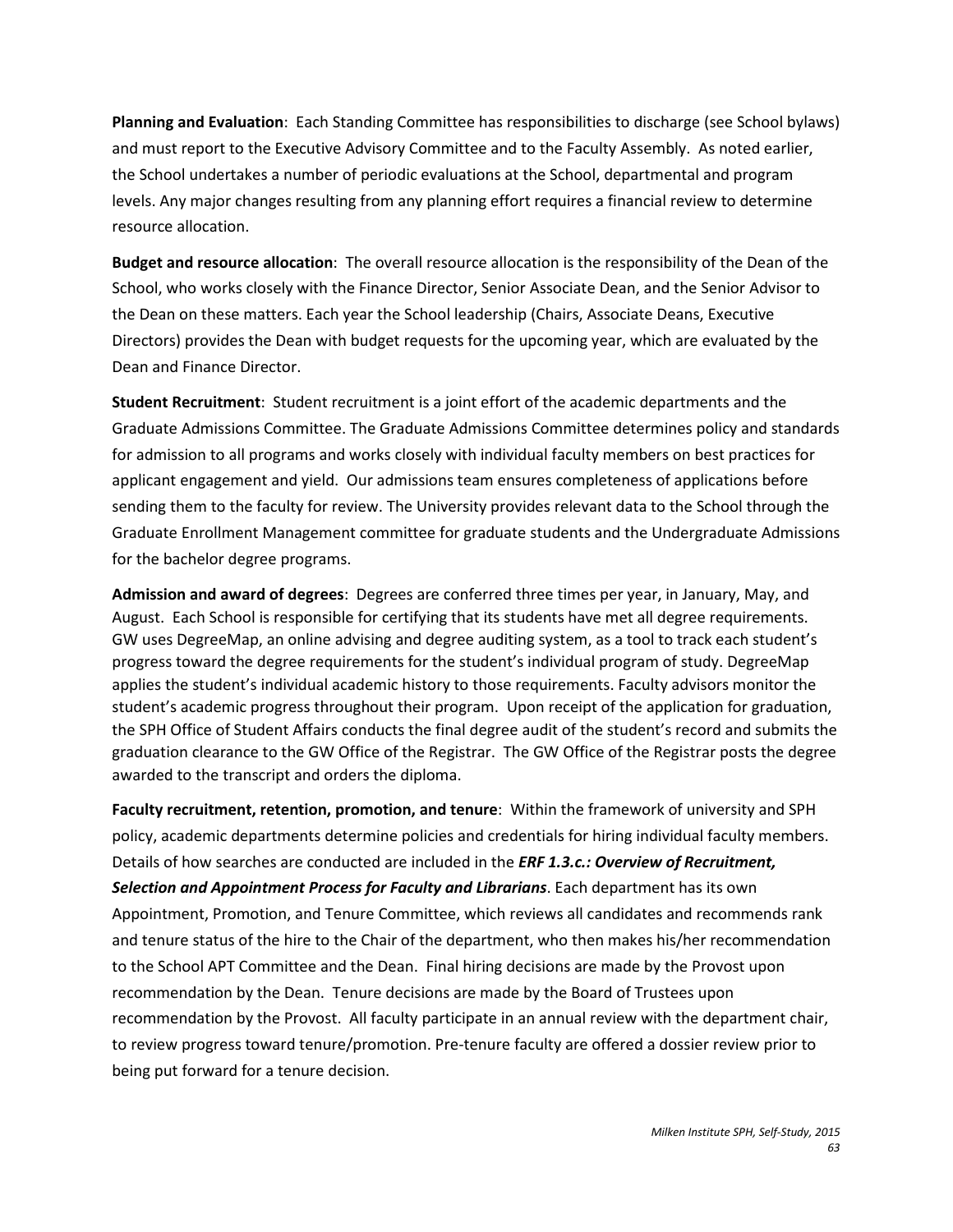**Planning and Evaluation**: Each Standing Committee has responsibilities to discharge (see School bylaws) and must report to the Executive Advisory Committee and to the Faculty Assembly. As noted earlier, the School undertakes a number of periodic evaluations at the School, departmental and program levels. Any major changes resulting from any planning effort requires a financial review to determine resource allocation.

**Budget and resource allocation**: The overall resource allocation is the responsibility of the Dean of the School, who works closely with the Finance Director, Senior Associate Dean, and the Senior Advisor to the Dean on these matters. Each year the School leadership (Chairs, Associate Deans, Executive Directors) provides the Dean with budget requests for the upcoming year, which are evaluated by the Dean and Finance Director.

**Student Recruitment**: Student recruitment is a joint effort of the academic departments and the Graduate Admissions Committee. The Graduate Admissions Committee determines policy and standards for admission to all programs and works closely with individual faculty members on best practices for applicant engagement and yield. Our admissions team ensures completeness of applications before sending them to the faculty for review. The University provides relevant data to the School through the Graduate Enrollment Management committee for graduate students and the Undergraduate Admissions for the bachelor degree programs.

**Admission and award of degrees**: Degrees are conferred three times per year, in January, May, and August. Each School is responsible for certifying that its students have met all degree requirements. GW uses DegreeMap, an online advising and degree auditing system, as a tool to track each student's progress toward the degree requirements for the student's individual program of study. DegreeMap applies the student's individual academic history to those requirements. Faculty advisors monitor the student's academic progress throughout their program. Upon receipt of the application for graduation, the SPH Office of Student Affairs conducts the final degree audit of the student's record and submits the graduation clearance to the GW Office of the Registrar. The GW Office of the Registrar posts the degree awarded to the transcript and orders the diploma.

**Faculty recruitment, retention, promotion, and tenure**: Within the framework of university and SPH policy, academic departments determine policies and credentials for hiring individual faculty members. Details of how searches are conducted are included in the ***ERF 1.3.c.: Overview of Recruitment, Selection and Appointment Process for Faculty and Librarians***. Each department has its own Appointment, Promotion, and Tenure Committee, which reviews all candidates and recommends rank and tenure status of the hire to the Chair of the department, who then makes his/her recommendation to the School APT Committee and the Dean. Final hiring decisions are made by the Provost upon recommendation by the Dean. Tenure decisions are made by the Board of Trustees upon recommendation by the Provost. All faculty participate in an annual review with the department chair, to review progress toward tenure/promotion. Pre-tenure faculty are offered a dossier review prior to being put forward for a tenure decision.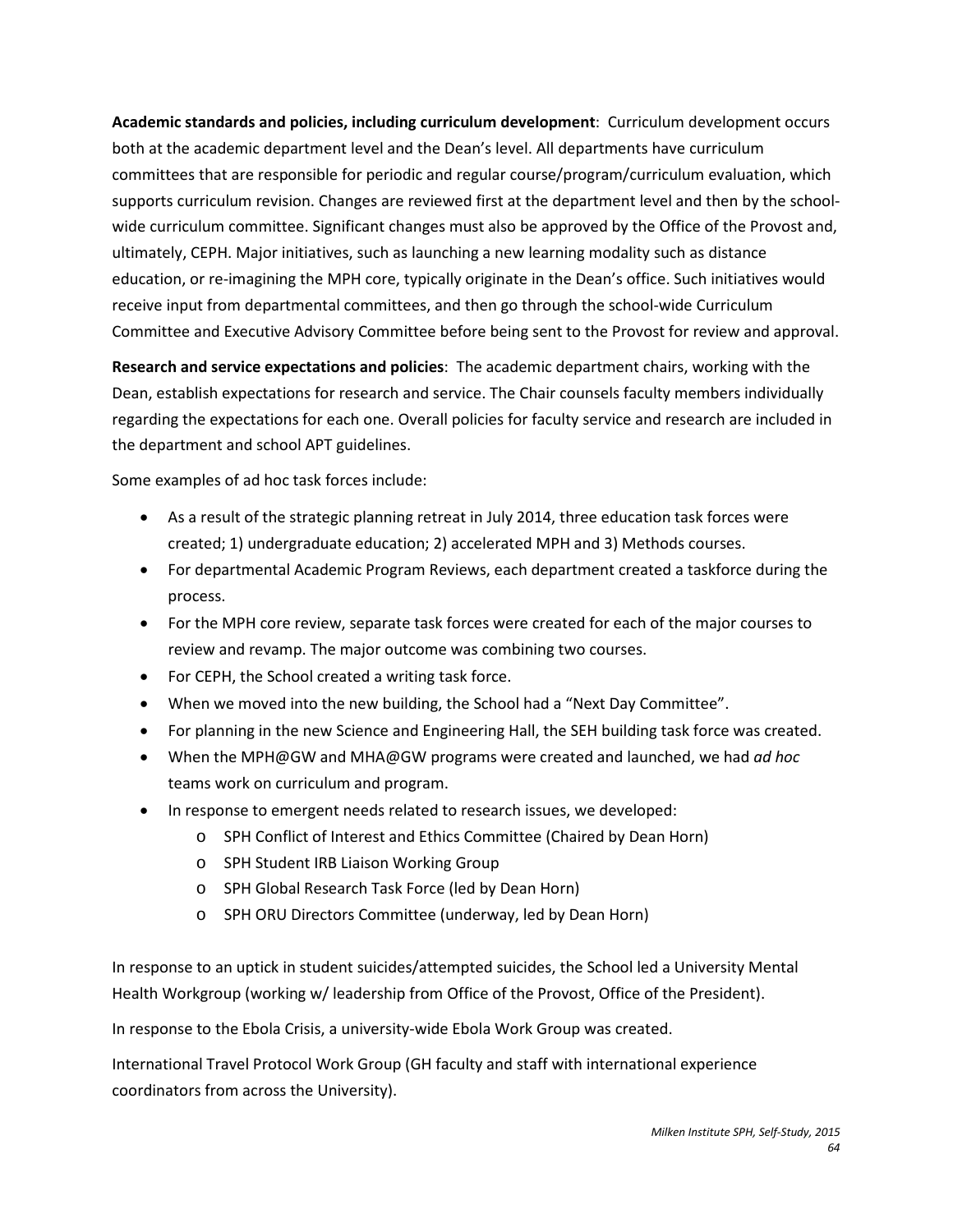**Academic standards and policies, including curriculum development**: Curriculum development occurs both at the academic department level and the Dean's level. All departments have curriculum committees that are responsible for periodic and regular course/program/curriculum evaluation, which supports curriculum revision. Changes are reviewed first at the department level and then by the school-wide curriculum committee. Significant changes must also be approved by the Office of the Provost and, ultimately, CEPH. Major initiatives, such as launching a new learning modality such as distance education, or re-imagining the MPH core, typically originate in the Dean's office. Such initiatives would receive input from departmental committees, and then go through the school-wide Curriculum Committee and Executive Advisory Committee before being sent to the Provost for review and approval.

**Research and service expectations and policies**: The academic department chairs, working with the Dean, establish expectations for research and service. The Chair counsels faculty members individually regarding the expectations for each one. Overall policies for faculty service and research are included in the department and school APT guidelines.

Some examples of ad hoc task forces include:

- As a result of the strategic planning retreat in July 2014, three education task forces were created; 1) undergraduate education; 2) accelerated MPH and 3) Methods courses.
- For departmental Academic Program Reviews, each department created a taskforce during the process.
- For the MPH core review, separate task forces were created for each of the major courses to review and revamp. The major outcome was combining two courses.
- For CEPH, the School created a writing task force.
- When we moved into the new building, the School had a "Next Day Committee".
- For planning in the new Science and Engineering Hall, the SEH building task force was created.
- When the MPH@GW and MHA@GW programs were created and launched, we had *ad hoc* teams work on curriculum and program.
- In response to emergent needs related to research issues, we developed:
  - SPH Conflict of Interest and Ethics Committee (Chaired by Dean Horn)
  - SPH Student IRB Liaison Working Group
  - SPH Global Research Task Force (led by Dean Horn)
  - SPH ORU Directors Committee (underway, led by Dean Horn)

In response to an uptick in student suicides/attempted suicides, the School led a University Mental Health Workgroup (working w/ leadership from Office of the Provost, Office of the President).

In response to the Ebola Crisis, a university-wide Ebola Work Group was created.

International Travel Protocol Work Group (GH faculty and staff with international experience coordinators from across the University).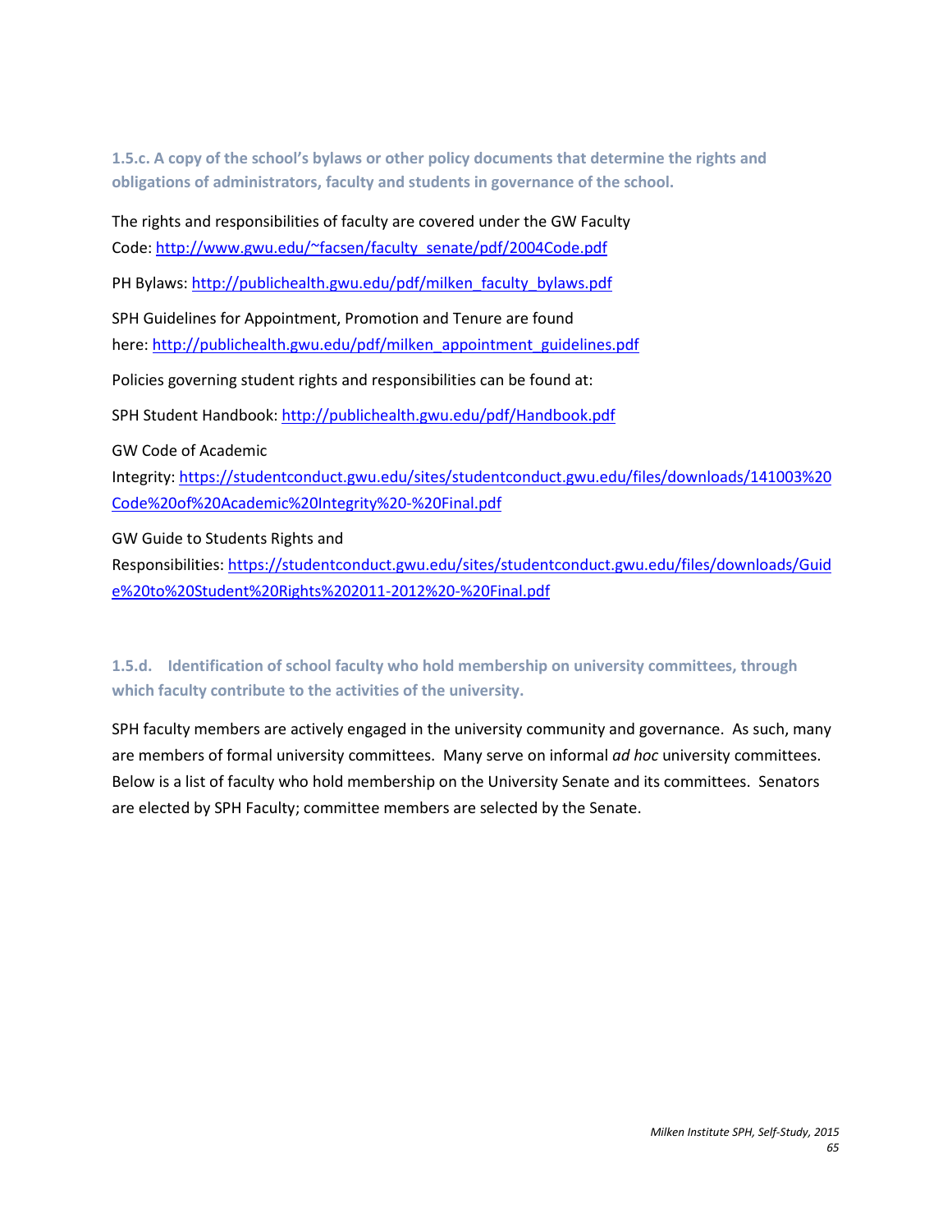### 1.5.c. A copy of the school's bylaws or other policy documents that determine the rights and obligations of administrators, faculty and students in governance of the school.

The rights and responsibilities of faculty are covered under the GW Faculty Code: http://www.gwu.edu/~facsen/faculty_senate/pdf/2004Code.pdf

PH Bylaws: http://publichealth.gwu.edu/pdf/milken_faculty_bylaws.pdf

SPH Guidelines for Appointment, Promotion and Tenure are found here: http://publichealth.gwu.edu/pdf/milken_appointment_guidelines.pdf

Policies governing student rights and responsibilities can be found at:

SPH Student Handbook: http://publichealth.gwu.edu/pdf/Handbook.pdf

GW Code of Academic Integrity: https://studentconduct.gwu.edu/sites/studentconduct.gwu.edu/files/downloads/141003%20Code%20of%20Academic%20Integrity%20-%20Final.pdf

GW Guide to Students Rights and Responsibilities: https://studentconduct.gwu.edu/sites/studentconduct.gwu.edu/files/downloads/Guide%20to%20Student%20Rights%202011-2012%20-%20Final.pdf

### 1.5.d. Identification of school faculty who hold membership on university committees, through which faculty contribute to the activities of the university.

SPH faculty members are actively engaged in the university community and governance. As such, many are members of formal university committees. Many serve on informal *ad hoc* university committees. Below is a list of faculty who hold membership on the University Senate and its committees. Senators are elected by SPH Faculty; committee members are selected by the Senate.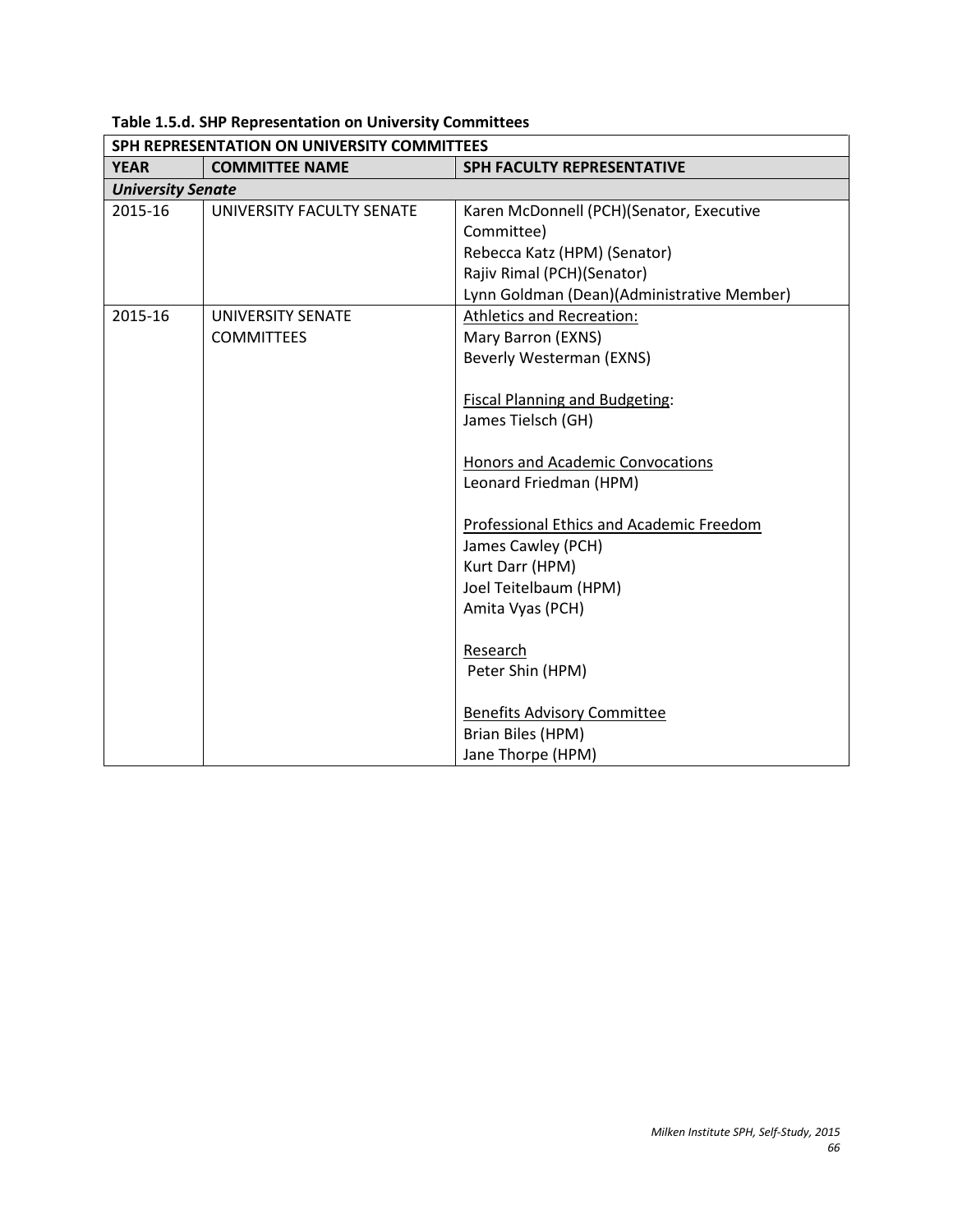**Table 1.5.d. SHP Representation on University Committees**

| SPH REPRESENTATION ON UNIVERSITY COMMITTEES | | |
|---|---|---|
| **YEAR** | **COMMITTEE NAME** | **SPH FACULTY REPRESENTATIVE** |
| ***University Senate*** | | |
| 2015-16 | UNIVERSITY FACULTY SENATE | Karen McDonnell (PCH)(Senator, Executive Committee)<br>Rebecca Katz (HPM) (Senator)<br>Rajiv Rimal (PCH)(Senator)<br>Lynn Goldman (Dean)(Administrative Member) |
| 2015-16 | UNIVERSITY SENATE COMMITTEES | <u>Athletics and Recreation:</u><br>Mary Barron (EXNS)<br>Beverly Westerman (EXNS)<br><br><u>Fiscal Planning and Budgeting</u>:<br>James Tielsch (GH)<br><br><u>Honors and Academic Convocations</u><br>Leonard Friedman (HPM)<br><br><u>Professional Ethics and Academic Freedom</u><br>James Cawley (PCH)<br>Kurt Darr (HPM)<br>Joel Teitelbaum (HPM)<br>Amita Vyas (PCH)<br><br><u>Research</u><br>Peter Shin (HPM)<br><br><u>Benefits Advisory Committee</u><br>Brian Biles (HPM)<br>Jane Thorpe (HPM) |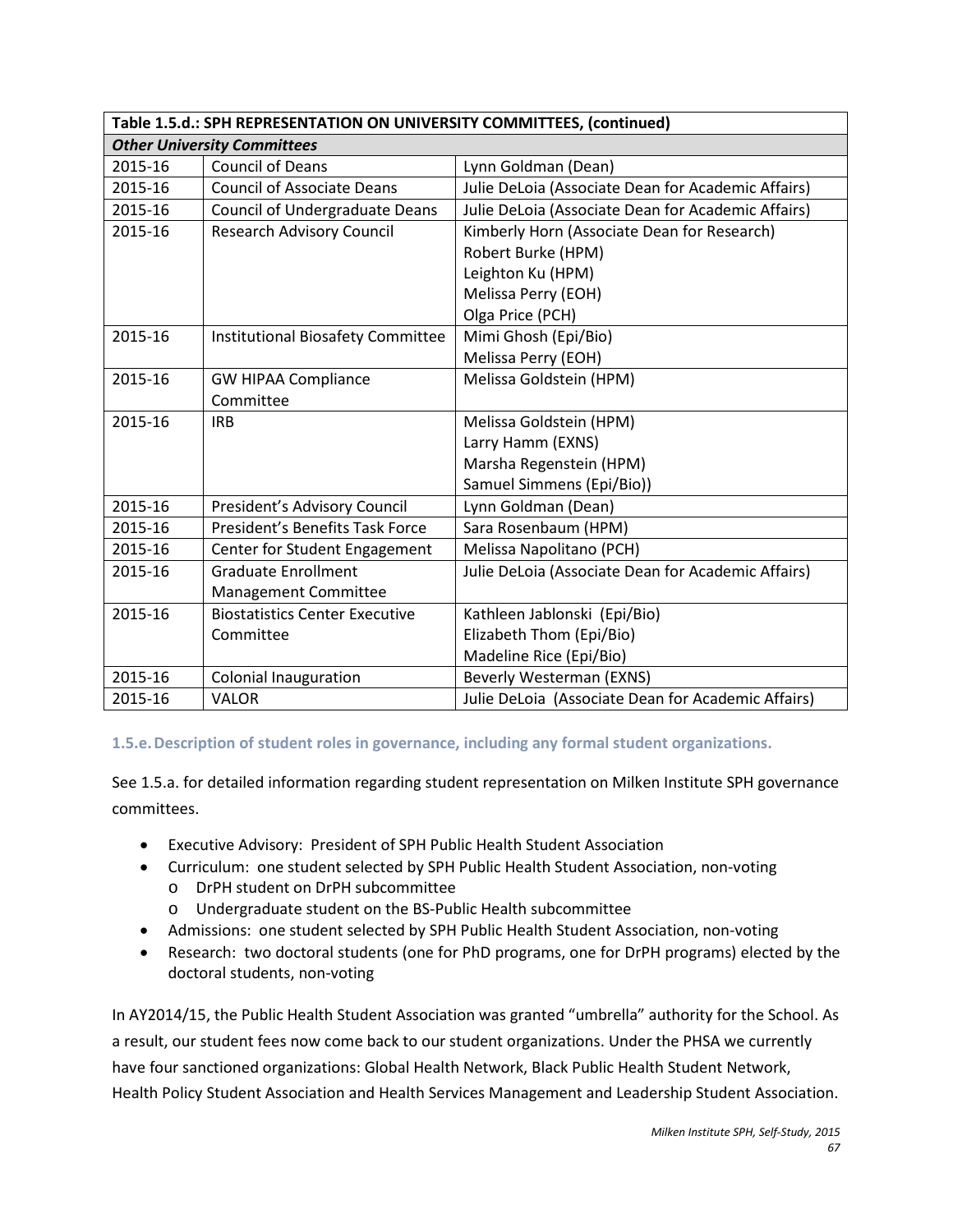| Table 1.5.d.: SPH REPRESENTATION ON UNIVERSITY COMMITTEES, (continued) | | |
|---|---|---|
| ***Other University Committees*** | | |
| 2015-16 | Council of Deans | Lynn Goldman (Dean) |
| 2015-16 | Council of Associate Deans | Julie DeLoia (Associate Dean for Academic Affairs) |
| 2015-16 | Council of Undergraduate Deans | Julie DeLoia (Associate Dean for Academic Affairs) |
| 2015-16 | Research Advisory Council | Kimberly Horn (Associate Dean for Research)<br>Robert Burke (HPM)<br>Leighton Ku (HPM)<br>Melissa Perry (EOH)<br>Olga Price (PCH) |
| 2015-16 | Institutional Biosafety Committee | Mimi Ghosh (Epi/Bio)<br>Melissa Perry (EOH) |
| 2015-16 | GW HIPAA Compliance Committee | Melissa Goldstein (HPM) |
| 2015-16 | IRB | Melissa Goldstein (HPM)<br>Larry Hamm (EXNS)<br>Marsha Regenstein (HPM)<br>Samuel Simmens (Epi/Bio)) |
| 2015-16 | President's Advisory Council | Lynn Goldman (Dean) |
| 2015-16 | President's Benefits Task Force | Sara Rosenbaum (HPM) |
| 2015-16 | Center for Student Engagement | Melissa Napolitano (PCH) |
| 2015-16 | Graduate Enrollment Management Committee | Julie DeLoia (Associate Dean for Academic Affairs) |
| 2015-16 | Biostatistics Center Executive Committee | Kathleen Jablonski (Epi/Bio)<br>Elizabeth Thom (Epi/Bio)<br>Madeline Rice (Epi/Bio) |
| 2015-16 | Colonial Inauguration | Beverly Westerman (EXNS) |
| 2015-16 | VALOR | Julie DeLoia (Associate Dean for Academic Affairs) |

### 1.5.e. Description of student roles in governance, including any formal student organizations.

See 1.5.a. for detailed information regarding student representation on Milken Institute SPH governance committees.

- Executive Advisory: President of SPH Public Health Student Association
- Curriculum: one student selected by SPH Public Health Student Association, non-voting
  - DrPH student on DrPH subcommittee
  - Undergraduate student on the BS-Public Health subcommittee
- Admissions: one student selected by SPH Public Health Student Association, non-voting
- Research: two doctoral students (one for PhD programs, one for DrPH programs) elected by the doctoral students, non-voting

In AY2014/15, the Public Health Student Association was granted "umbrella" authority for the School. As a result, our student fees now come back to our student organizations. Under the PHSA we currently have four sanctioned organizations: Global Health Network, Black Public Health Student Network, Health Policy Student Association and Health Services Management and Leadership Student Association.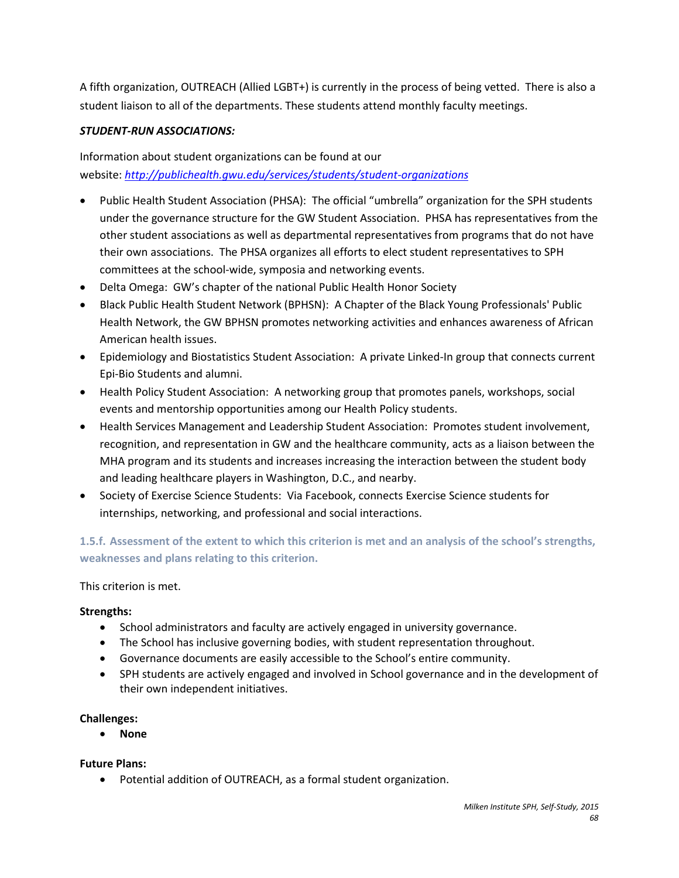A fifth organization, OUTREACH (Allied LGBT+) is currently in the process of being vetted. There is also a student liaison to all of the departments. These students attend monthly faculty meetings.

***STUDENT-RUN ASSOCIATIONS:***

Information about student organizations can be found at our website: *[http://publichealth.gwu.edu/services/students/student-organizations](http://publichealth.gwu.edu/services/students/student-organizations)*

- Public Health Student Association (PHSA): The official "umbrella" organization for the SPH students under the governance structure for the GW Student Association. PHSA has representatives from the other student associations as well as departmental representatives from programs that do not have their own associations. The PHSA organizes all efforts to elect student representatives to SPH committees at the school-wide, symposia and networking events.
- Delta Omega: GW's chapter of the national Public Health Honor Society
- Black Public Health Student Network (BPHSN): A Chapter of the Black Young Professionals' Public Health Network, the GW BPHSN promotes networking activities and enhances awareness of African American health issues.
- Epidemiology and Biostatistics Student Association: A private Linked-In group that connects current Epi-Bio Students and alumni.
- Health Policy Student Association: A networking group that promotes panels, workshops, social events and mentorship opportunities among our Health Policy students.
- Health Services Management and Leadership Student Association: Promotes student involvement, recognition, and representation in GW and the healthcare community, acts as a liaison between the MHA program and its students and increases increasing the interaction between the student body and leading healthcare players in Washington, D.C., and nearby.
- Society of Exercise Science Students: Via Facebook, connects Exercise Science students for internships, networking, and professional and social interactions.

### 1.5.f. Assessment of the extent to which this criterion is met and an analysis of the school's strengths, weaknesses and plans relating to this criterion.

This criterion is met.

**Strengths:**

- School administrators and faculty are actively engaged in university governance.
- The School has inclusive governing bodies, with student representation throughout.
- Governance documents are easily accessible to the School's entire community.
- SPH students are actively engaged and involved in School governance and in the development of their own independent initiatives.

**Challenges:**

- **None**

**Future Plans:**

- Potential addition of OUTREACH, as a formal student organization.